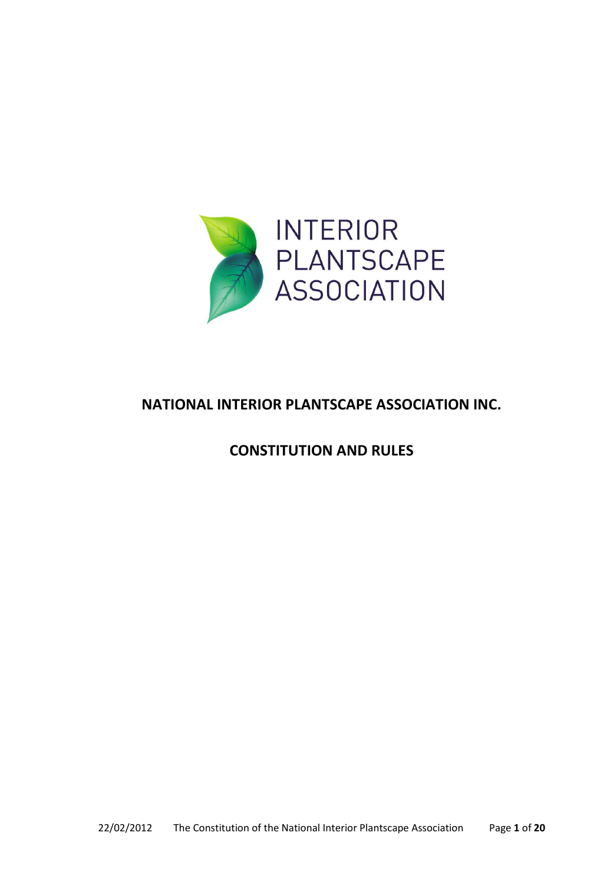INTERIOR PLANTSCAPE ASSOCIATION

# NATIONAL INTERIOR PLANTSCAPE ASSOCIATION INC.

## CONSTITUTION AND RULES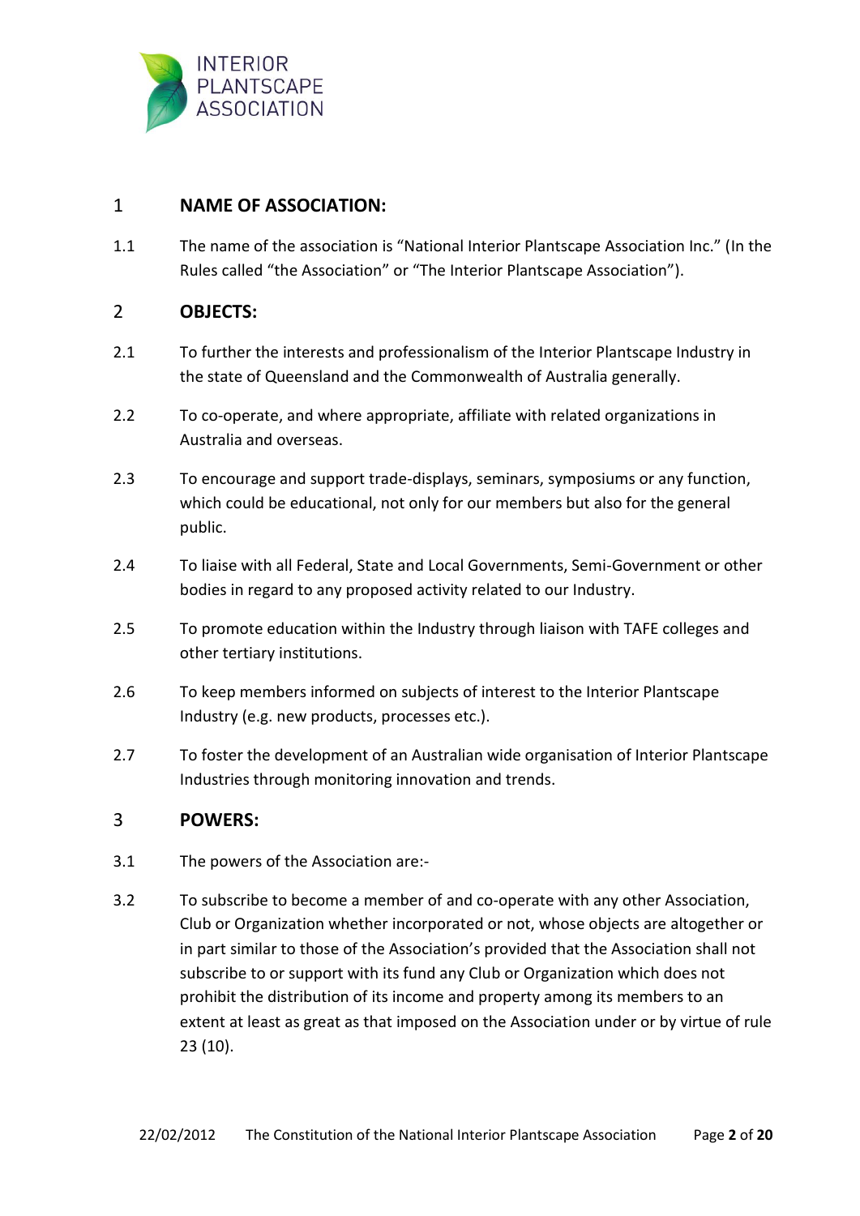## 1 NAME OF ASSOCIATION:

1.1 The name of the association is "National Interior Plantscape Association Inc." (In the Rules called "the Association" or "The Interior Plantscape Association").

## 2 OBJECTS:

2.1 To further the interests and professionalism of the Interior Plantscape Industry in the state of Queensland and the Commonwealth of Australia generally.

2.2 To co-operate, and where appropriate, affiliate with related organizations in Australia and overseas.

2.3 To encourage and support trade-displays, seminars, symposiums or any function, which could be educational, not only for our members but also for the general public.

2.4 To liaise with all Federal, State and Local Governments, Semi-Government or other bodies in regard to any proposed activity related to our Industry.

2.5 To promote education within the Industry through liaison with TAFE colleges and other tertiary institutions.

2.6 To keep members informed on subjects of interest to the Interior Plantscape Industry (e.g. new products, processes etc.).

2.7 To foster the development of an Australian wide organisation of Interior Plantscape Industries through monitoring innovation and trends.

## 3 POWERS:

3.1 The powers of the Association are:-

3.2 To subscribe to become a member of and co-operate with any other Association, Club or Organization whether incorporated or not, whose objects are altogether or in part similar to those of the Association's provided that the Association shall not subscribe to or support with its fund any Club or Organization which does not prohibit the distribution of its income and property among its members to an extent at least as great as that imposed on the Association under or by virtue of rule 23 (10).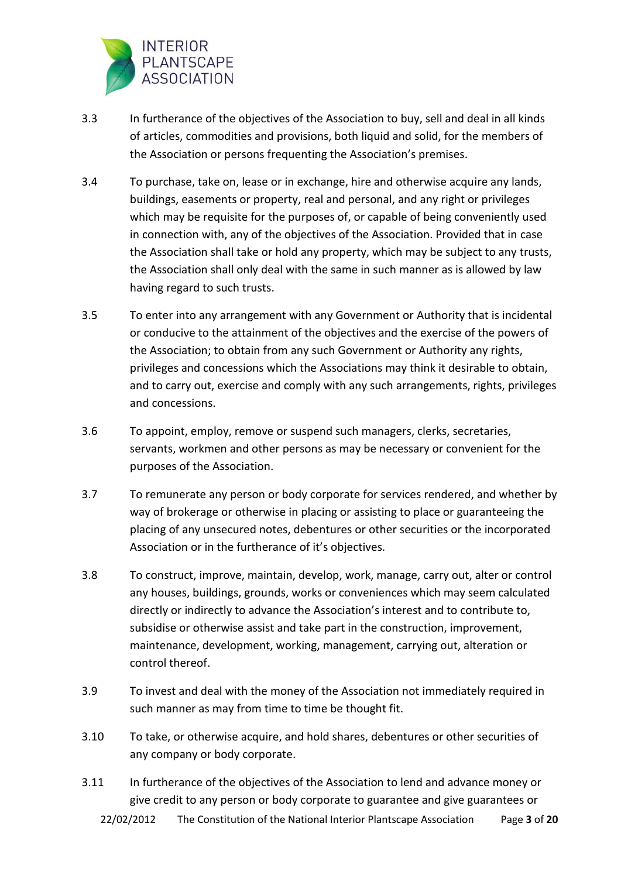3.3 In furtherance of the objectives of the Association to buy, sell and deal in all kinds of articles, commodities and provisions, both liquid and solid, for the members of the Association or persons frequenting the Association's premises.

3.4 To purchase, take on, lease or in exchange, hire and otherwise acquire any lands, buildings, easements or property, real and personal, and any right or privileges which may be requisite for the purposes of, or capable of being conveniently used in connection with, any of the objectives of the Association. Provided that in case the Association shall take or hold any property, which may be subject to any trusts, the Association shall only deal with the same in such manner as is allowed by law having regard to such trusts.

3.5 To enter into any arrangement with any Government or Authority that is incidental or conducive to the attainment of the objectives and the exercise of the powers of the Association; to obtain from any such Government or Authority any rights, privileges and concessions which the Associations may think it desirable to obtain, and to carry out, exercise and comply with any such arrangements, rights, privileges and concessions.

3.6 To appoint, employ, remove or suspend such managers, clerks, secretaries, servants, workmen and other persons as may be necessary or convenient for the purposes of the Association.

3.7 To remunerate any person or body corporate for services rendered, and whether by way of brokerage or otherwise in placing or assisting to place or guaranteeing the placing of any unsecured notes, debentures or other securities or the incorporated Association or in the furtherance of it's objectives.

3.8 To construct, improve, maintain, develop, work, manage, carry out, alter or control any houses, buildings, grounds, works or conveniences which may seem calculated directly or indirectly to advance the Association's interest and to contribute to, subsidise or otherwise assist and take part in the construction, improvement, maintenance, development, working, management, carrying out, alteration or control thereof.

3.9 To invest and deal with the money of the Association not immediately required in such manner as may from time to time be thought fit.

3.10 To take, or otherwise acquire, and hold shares, debentures or other securities of any company or body corporate.

3.11 In furtherance of the objectives of the Association to lend and advance money or give credit to any person or body corporate to guarantee and give guarantees or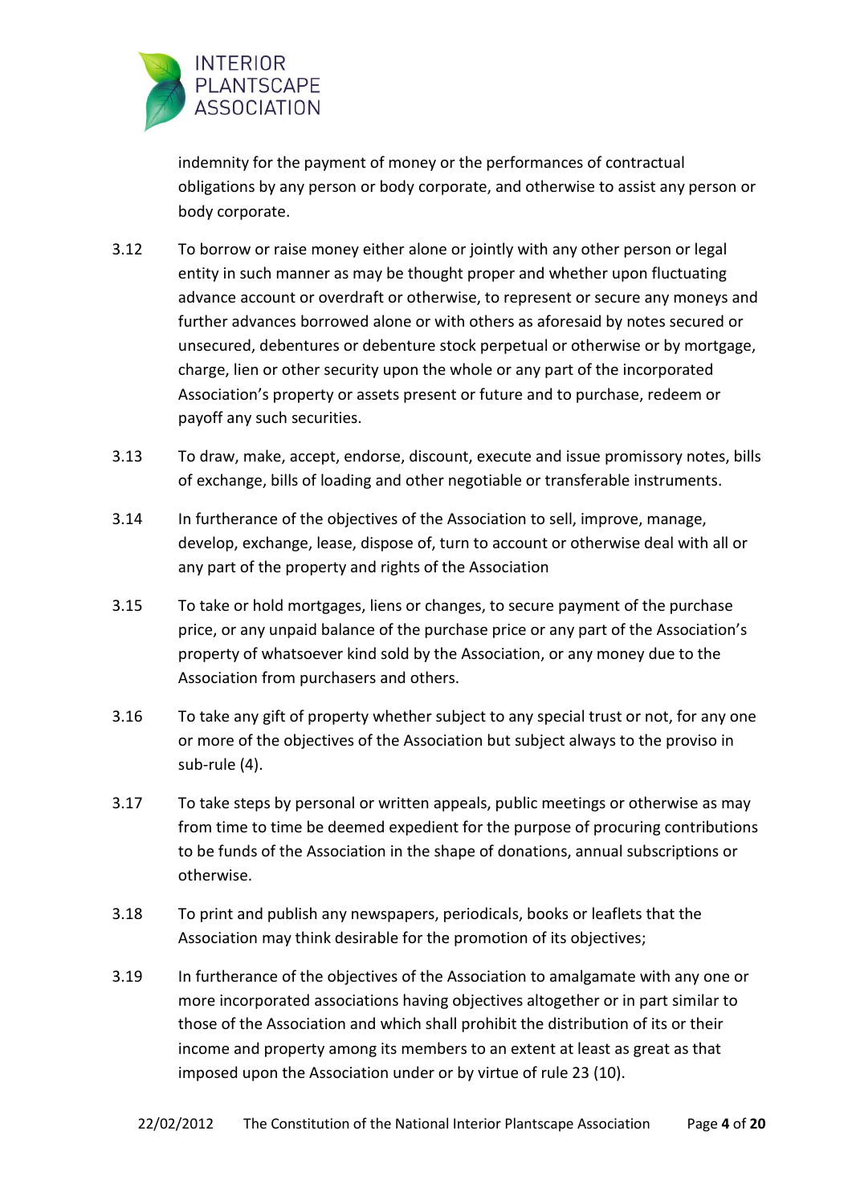indemnity for the payment of money or the performances of contractual obligations by any person or body corporate, and otherwise to assist any person or body corporate.

3.12 To borrow or raise money either alone or jointly with any other person or legal entity in such manner as may be thought proper and whether upon fluctuating advance account or overdraft or otherwise, to represent or secure any moneys and further advances borrowed alone or with others as aforesaid by notes secured or unsecured, debentures or debenture stock perpetual or otherwise or by mortgage, charge, lien or other security upon the whole or any part of the incorporated Association's property or assets present or future and to purchase, redeem or payoff any such securities.

3.13 To draw, make, accept, endorse, discount, execute and issue promissory notes, bills of exchange, bills of loading and other negotiable or transferable instruments.

3.14 In furtherance of the objectives of the Association to sell, improve, manage, develop, exchange, lease, dispose of, turn to account or otherwise deal with all or any part of the property and rights of the Association

3.15 To take or hold mortgages, liens or changes, to secure payment of the purchase price, or any unpaid balance of the purchase price or any part of the Association's property of whatsoever kind sold by the Association, or any money due to the Association from purchasers and others.

3.16 To take any gift of property whether subject to any special trust or not, for any one or more of the objectives of the Association but subject always to the proviso in sub-rule (4).

3.17 To take steps by personal or written appeals, public meetings or otherwise as may from time to time be deemed expedient for the purpose of procuring contributions to be funds of the Association in the shape of donations, annual subscriptions or otherwise.

3.18 To print and publish any newspapers, periodicals, books or leaflets that the Association may think desirable for the promotion of its objectives;

3.19 In furtherance of the objectives of the Association to amalgamate with any one or more incorporated associations having objectives altogether or in part similar to those of the Association and which shall prohibit the distribution of its or their income and property among its members to an extent at least as great as that imposed upon the Association under or by virtue of rule 23 (10).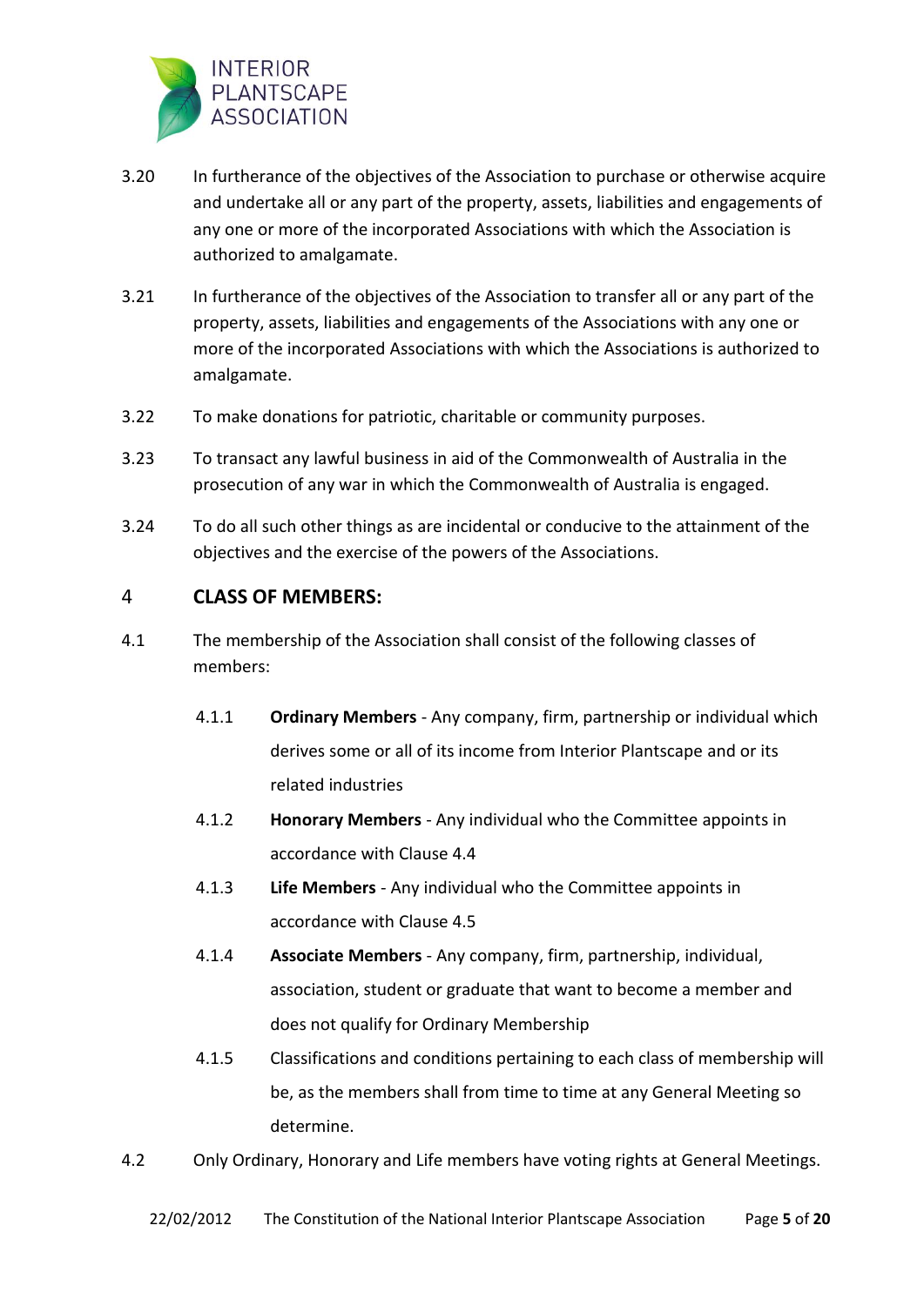3.20 In furtherance of the objectives of the Association to purchase or otherwise acquire and undertake all or any part of the property, assets, liabilities and engagements of any one or more of the incorporated Associations with which the Association is authorized to amalgamate.

3.21 In furtherance of the objectives of the Association to transfer all or any part of the property, assets, liabilities and engagements of the Associations with any one or more of the incorporated Associations with which the Associations is authorized to amalgamate.

3.22 To make donations for patriotic, charitable or community purposes.

3.23 To transact any lawful business in aid of the Commonwealth of Australia in the prosecution of any war in which the Commonwealth of Australia is engaged.

3.24 To do all such other things as are incidental or conducive to the attainment of the objectives and the exercise of the powers of the Associations.

## 4 CLASS OF MEMBERS:

4.1 The membership of the Association shall consist of the following classes of members:

- 4.1.1 **Ordinary Members** - Any company, firm, partnership or individual which derives some or all of its income from Interior Plantscape and or its related industries
- 4.1.2 **Honorary Members** - Any individual who the Committee appoints in accordance with Clause 4.4
- 4.1.3 **Life Members** - Any individual who the Committee appoints in accordance with Clause 4.5
- 4.1.4 **Associate Members** - Any company, firm, partnership, individual, association, student or graduate that want to become a member and does not qualify for Ordinary Membership
- 4.1.5 Classifications and conditions pertaining to each class of membership will be, as the members shall from time to time at any General Meeting so determine.

4.2 Only Ordinary, Honorary and Life members have voting rights at General Meetings.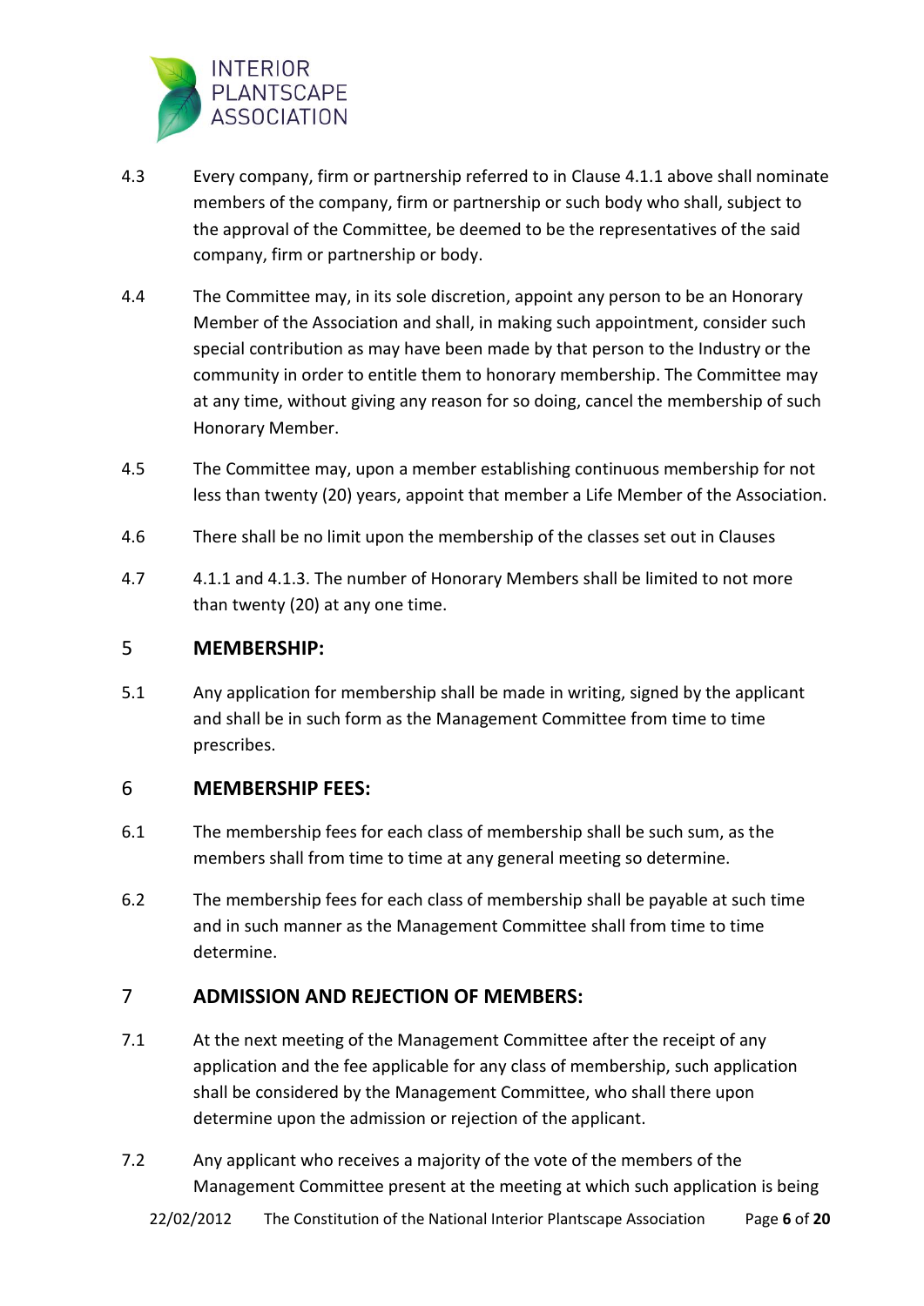4.3 Every company, firm or partnership referred to in Clause 4.1.1 above shall nominate members of the company, firm or partnership or such body who shall, subject to the approval of the Committee, be deemed to be the representatives of the said company, firm or partnership or body.

4.4 The Committee may, in its sole discretion, appoint any person to be an Honorary Member of the Association and shall, in making such appointment, consider such special contribution as may have been made by that person to the Industry or the community in order to entitle them to honorary membership. The Committee may at any time, without giving any reason for so doing, cancel the membership of such Honorary Member.

4.5 The Committee may, upon a member establishing continuous membership for not less than twenty (20) years, appoint that member a Life Member of the Association.

4.6 There shall be no limit upon the membership of the classes set out in Clauses

4.7 4.1.1 and 4.1.3. The number of Honorary Members shall be limited to not more than twenty (20) at any one time.

## 5 MEMBERSHIP:

5.1 Any application for membership shall be made in writing, signed by the applicant and shall be in such form as the Management Committee from time to time prescribes.

## 6 MEMBERSHIP FEES:

6.1 The membership fees for each class of membership shall be such sum, as the members shall from time to time at any general meeting so determine.

6.2 The membership fees for each class of membership shall be payable at such time and in such manner as the Management Committee shall from time to time determine.

## 7 ADMISSION AND REJECTION OF MEMBERS:

7.1 At the next meeting of the Management Committee after the receipt of any application and the fee applicable for any class of membership, such application shall be considered by the Management Committee, who shall there upon determine upon the admission or rejection of the applicant.

7.2 Any applicant who receives a majority of the vote of the members of the Management Committee present at the meeting at which such application is being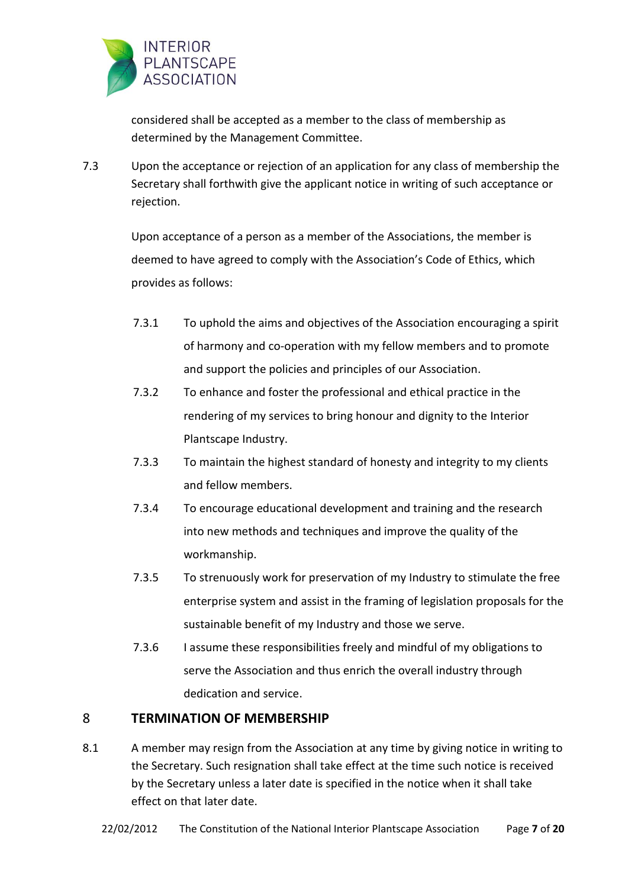considered shall be accepted as a member to the class of membership as determined by the Management Committee.

7.3 Upon the acceptance or rejection of an application for any class of membership the Secretary shall forthwith give the applicant notice in writing of such acceptance or rejection.

Upon acceptance of a person as a member of the Associations, the member is deemed to have agreed to comply with the Association's Code of Ethics, which provides as follows:

7.3.1 To uphold the aims and objectives of the Association encouraging a spirit of harmony and co-operation with my fellow members and to promote and support the policies and principles of our Association.

7.3.2 To enhance and foster the professional and ethical practice in the rendering of my services to bring honour and dignity to the Interior Plantscape Industry.

7.3.3 To maintain the highest standard of honesty and integrity to my clients and fellow members.

7.3.4 To encourage educational development and training and the research into new methods and techniques and improve the quality of the workmanship.

7.3.5 To strenuously work for preservation of my Industry to stimulate the free enterprise system and assist in the framing of legislation proposals for the sustainable benefit of my Industry and those we serve.

7.3.6 I assume these responsibilities freely and mindful of my obligations to serve the Association and thus enrich the overall industry through dedication and service.

## 8 TERMINATION OF MEMBERSHIP

8.1 A member may resign from the Association at any time by giving notice in writing to the Secretary. Such resignation shall take effect at the time such notice is received by the Secretary unless a later date is specified in the notice when it shall take effect on that later date.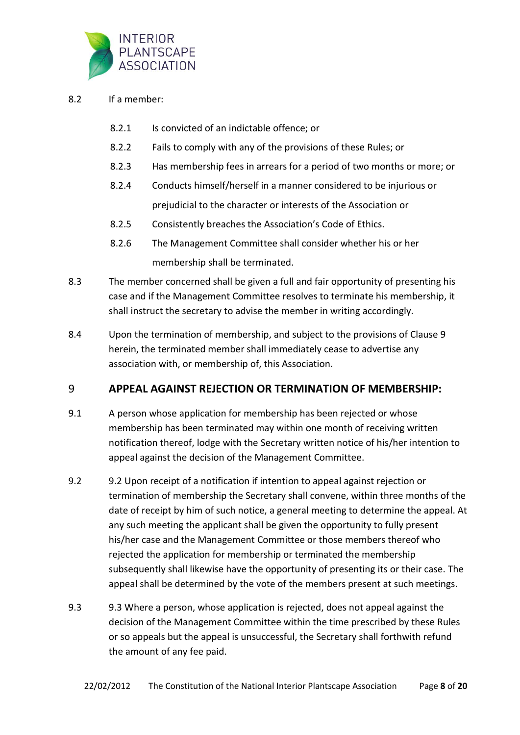8.2 If a member:

- 8.2.1 Is convicted of an indictable offence; or
- 8.2.2 Fails to comply with any of the provisions of these Rules; or
- 8.2.3 Has membership fees in arrears for a period of two months or more; or
- 8.2.4 Conducts himself/herself in a manner considered to be injurious or prejudicial to the character or interests of the Association or
- 8.2.5 Consistently breaches the Association's Code of Ethics.
- 8.2.6 The Management Committee shall consider whether his or her membership shall be terminated.

8.3 The member concerned shall be given a full and fair opportunity of presenting his case and if the Management Committee resolves to terminate his membership, it shall instruct the secretary to advise the member in writing accordingly.

8.4 Upon the termination of membership, and subject to the provisions of Clause 9 herein, the terminated member shall immediately cease to advertise any association with, or membership of, this Association.

## 9 APPEAL AGAINST REJECTION OR TERMINATION OF MEMBERSHIP:

9.1 A person whose application for membership has been rejected or whose membership has been terminated may within one month of receiving written notification thereof, lodge with the Secretary written notice of his/her intention to appeal against the decision of the Management Committee.

9.2 9.2 Upon receipt of a notification if intention to appeal against rejection or termination of membership the Secretary shall convene, within three months of the date of receipt by him of such notice, a general meeting to determine the appeal. At any such meeting the applicant shall be given the opportunity to fully present his/her case and the Management Committee or those members thereof who rejected the application for membership or terminated the membership subsequently shall likewise have the opportunity of presenting its or their case. The appeal shall be determined by the vote of the members present at such meetings.

9.3 9.3 Where a person, whose application is rejected, does not appeal against the decision of the Management Committee within the time prescribed by these Rules or so appeals but the appeal is unsuccessful, the Secretary shall forthwith refund the amount of any fee paid.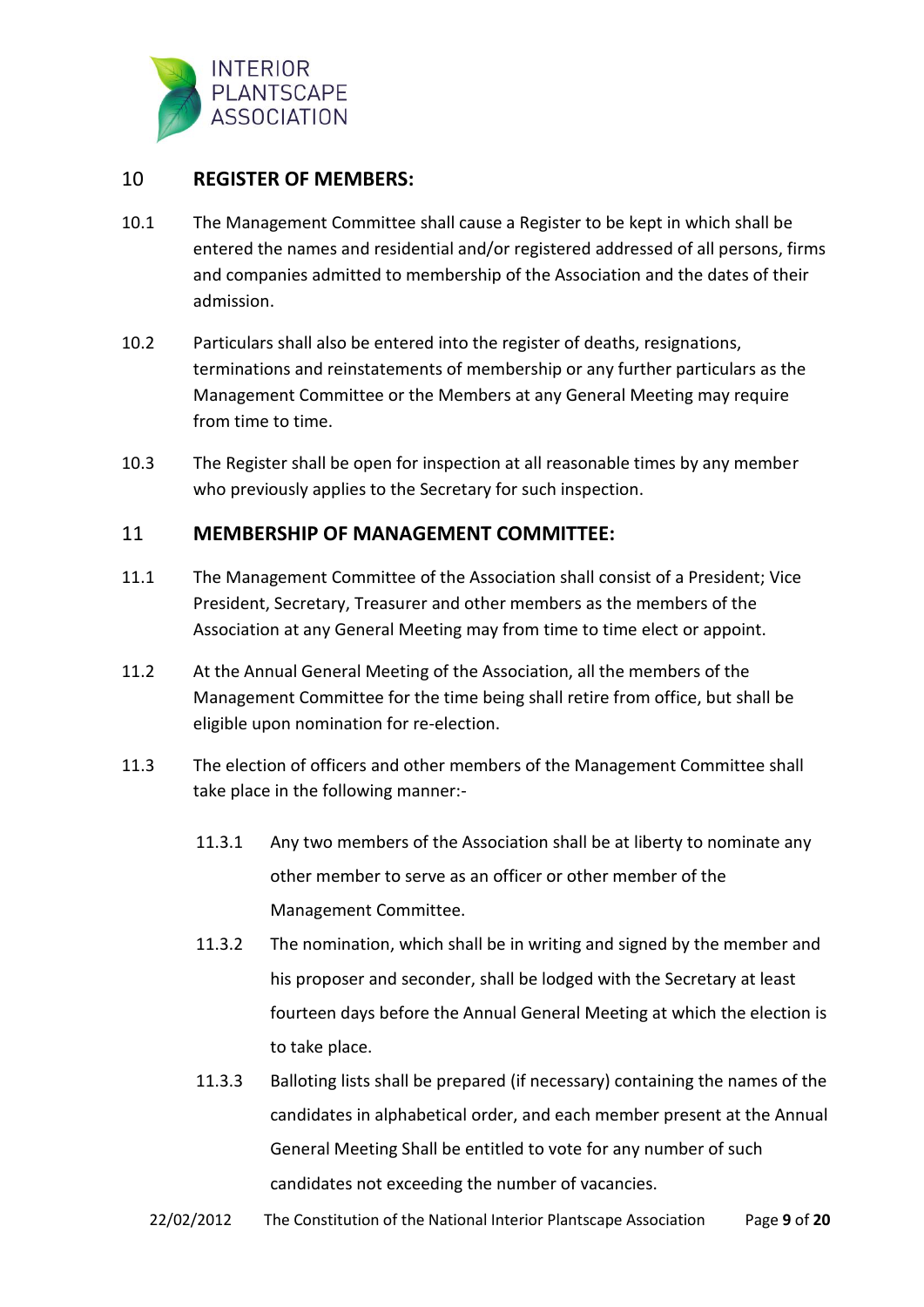## 10 REGISTER OF MEMBERS:

10.1 The Management Committee shall cause a Register to be kept in which shall be entered the names and residential and/or registered addressed of all persons, firms and companies admitted to membership of the Association and the dates of their admission.

10.2 Particulars shall also be entered into the register of deaths, resignations, terminations and reinstatements of membership or any further particulars as the Management Committee or the Members at any General Meeting may require from time to time.

10.3 The Register shall be open for inspection at all reasonable times by any member who previously applies to the Secretary for such inspection.

## 11 MEMBERSHIP OF MANAGEMENT COMMITTEE:

11.1 The Management Committee of the Association shall consist of a President; Vice President, Secretary, Treasurer and other members as the members of the Association at any General Meeting may from time to time elect or appoint.

11.2 At the Annual General Meeting of the Association, all the members of the Management Committee for the time being shall retire from office, but shall be eligible upon nomination for re-election.

11.3 The election of officers and other members of the Management Committee shall take place in the following manner:-

11.3.1 Any two members of the Association shall be at liberty to nominate any other member to serve as an officer or other member of the Management Committee.

11.3.2 The nomination, which shall be in writing and signed by the member and his proposer and seconder, shall be lodged with the Secretary at least fourteen days before the Annual General Meeting at which the election is to take place.

11.3.3 Balloting lists shall be prepared (if necessary) containing the names of the candidates in alphabetical order, and each member present at the Annual General Meeting Shall be entitled to vote for any number of such candidates not exceeding the number of vacancies.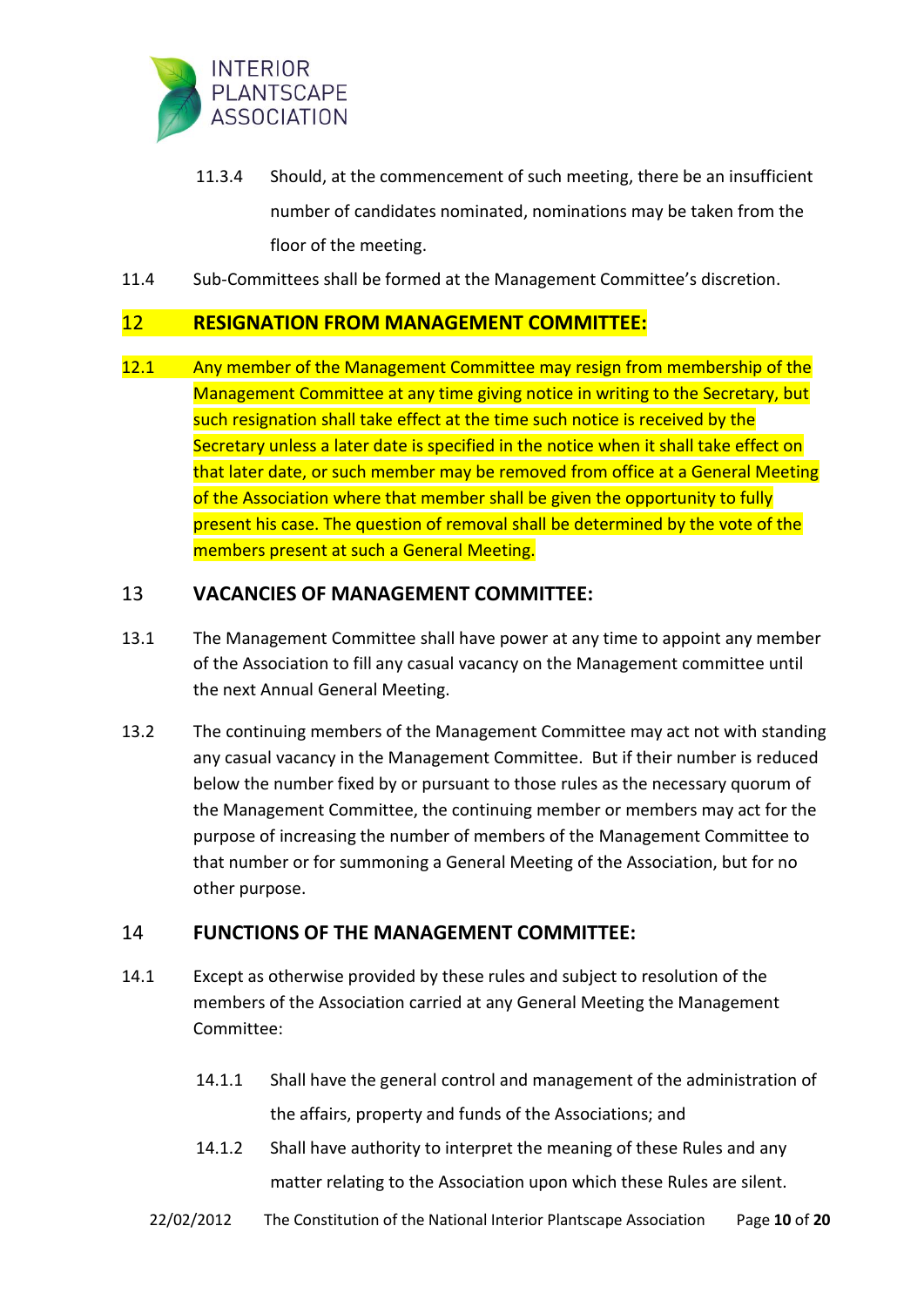11.3.4 Should, at the commencement of such meeting, there be an insufficient number of candidates nominated, nominations may be taken from the floor of the meeting.

11.4 Sub-Committees shall be formed at the Management Committee's discretion.

## 12 RESIGNATION FROM MANAGEMENT COMMITTEE:

12.1 Any member of the Management Committee may resign from membership of the Management Committee at any time giving notice in writing to the Secretary, but such resignation shall take effect at the time such notice is received by the Secretary unless a later date is specified in the notice when it shall take effect on that later date, or such member may be removed from office at a General Meeting of the Association where that member shall be given the opportunity to fully present his case. The question of removal shall be determined by the vote of the members present at such a General Meeting.

## 13 VACANCIES OF MANAGEMENT COMMITTEE:

13.1 The Management Committee shall have power at any time to appoint any member of the Association to fill any casual vacancy on the Management committee until the next Annual General Meeting.

13.2 The continuing members of the Management Committee may act not with standing any casual vacancy in the Management Committee. But if their number is reduced below the number fixed by or pursuant to those rules as the necessary quorum of the Management Committee, the continuing member or members may act for the purpose of increasing the number of members of the Management Committee to that number or for summoning a General Meeting of the Association, but for no other purpose.

## 14 FUNCTIONS OF THE MANAGEMENT COMMITTEE:

14.1 Except as otherwise provided by these rules and subject to resolution of the members of the Association carried at any General Meeting the Management Committee:

14.1.1 Shall have the general control and management of the administration of the affairs, property and funds of the Associations; and

14.1.2 Shall have authority to interpret the meaning of these Rules and any matter relating to the Association upon which these Rules are silent.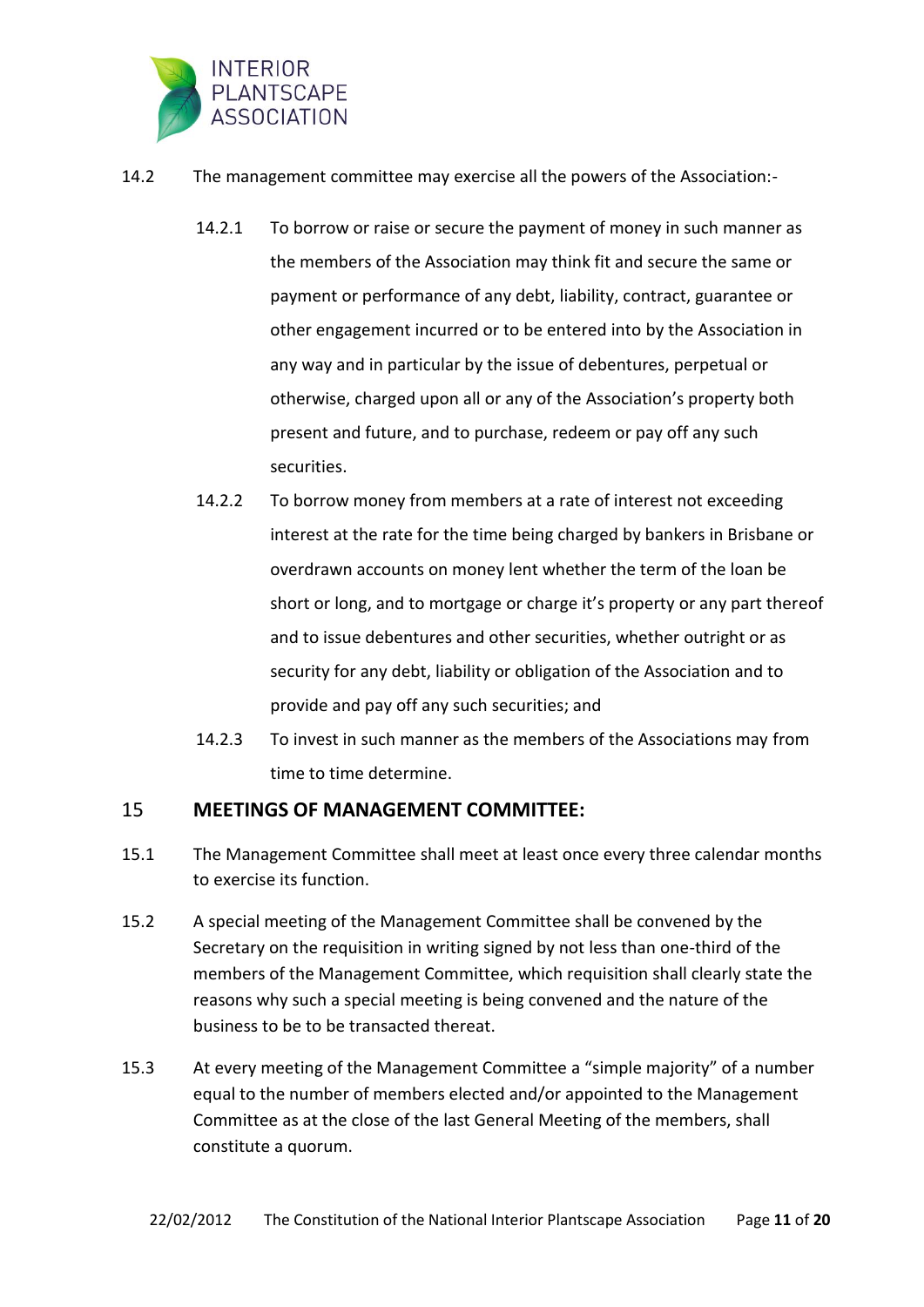14.2 The management committee may exercise all the powers of the Association:-

14.2.1 To borrow or raise or secure the payment of money in such manner as the members of the Association may think fit and secure the same or payment or performance of any debt, liability, contract, guarantee or other engagement incurred or to be entered into by the Association in any way and in particular by the issue of debentures, perpetual or otherwise, charged upon all or any of the Association's property both present and future, and to purchase, redeem or pay off any such securities.

14.2.2 To borrow money from members at a rate of interest not exceeding interest at the rate for the time being charged by bankers in Brisbane or overdrawn accounts on money lent whether the term of the loan be short or long, and to mortgage or charge it's property or any part thereof and to issue debentures and other securities, whether outright or as security for any debt, liability or obligation of the Association and to provide and pay off any such securities; and

14.2.3 To invest in such manner as the members of the Associations may from time to time determine.

## 15 MEETINGS OF MANAGEMENT COMMITTEE:

15.1 The Management Committee shall meet at least once every three calendar months to exercise its function.

15.2 A special meeting of the Management Committee shall be convened by the Secretary on the requisition in writing signed by not less than one-third of the members of the Management Committee, which requisition shall clearly state the reasons why such a special meeting is being convened and the nature of the business to be to be transacted thereat.

15.3 At every meeting of the Management Committee a "simple majority" of a number equal to the number of members elected and/or appointed to the Management Committee as at the close of the last General Meeting of the members, shall constitute a quorum.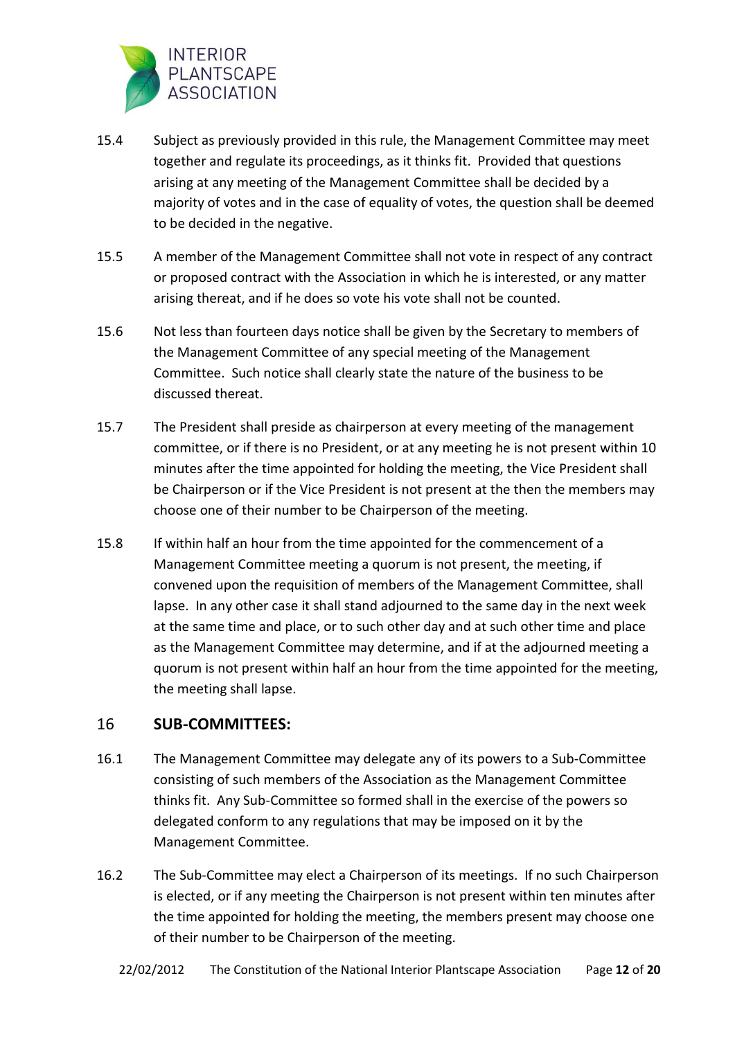15.4 Subject as previously provided in this rule, the Management Committee may meet together and regulate its proceedings, as it thinks fit. Provided that questions arising at any meeting of the Management Committee shall be decided by a majority of votes and in the case of equality of votes, the question shall be deemed to be decided in the negative.

15.5 A member of the Management Committee shall not vote in respect of any contract or proposed contract with the Association in which he is interested, or any matter arising thereat, and if he does so vote his vote shall not be counted.

15.6 Not less than fourteen days notice shall be given by the Secretary to members of the Management Committee of any special meeting of the Management Committee. Such notice shall clearly state the nature of the business to be discussed thereat.

15.7 The President shall preside as chairperson at every meeting of the management committee, or if there is no President, or at any meeting he is not present within 10 minutes after the time appointed for holding the meeting, the Vice President shall be Chairperson or if the Vice President is not present at the then the members may choose one of their number to be Chairperson of the meeting.

15.8 If within half an hour from the time appointed for the commencement of a Management Committee meeting a quorum is not present, the meeting, if convened upon the requisition of members of the Management Committee, shall lapse. In any other case it shall stand adjourned to the same day in the next week at the same time and place, or to such other day and at such other time and place as the Management Committee may determine, and if at the adjourned meeting a quorum is not present within half an hour from the time appointed for the meeting, the meeting shall lapse.

## 16 SUB-COMMITTEES:

16.1 The Management Committee may delegate any of its powers to a Sub-Committee consisting of such members of the Association as the Management Committee thinks fit. Any Sub-Committee so formed shall in the exercise of the powers so delegated conform to any regulations that may be imposed on it by the Management Committee.

16.2 The Sub-Committee may elect a Chairperson of its meetings. If no such Chairperson is elected, or if any meeting the Chairperson is not present within ten minutes after the time appointed for holding the meeting, the members present may choose one of their number to be Chairperson of the meeting.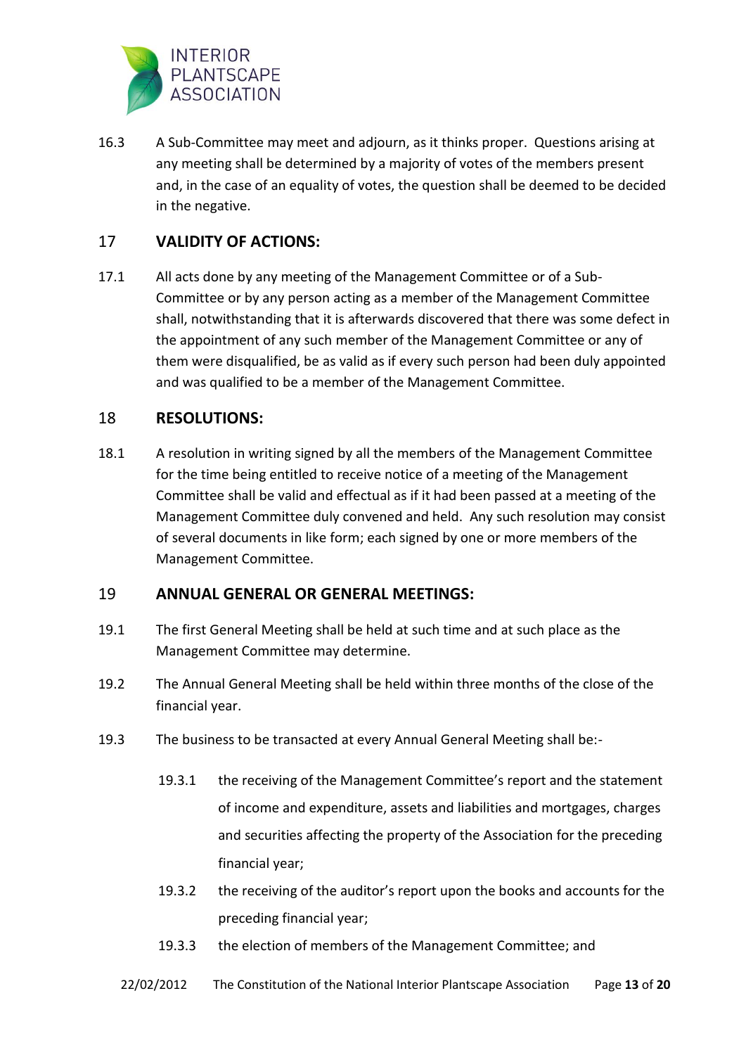16.3 A Sub-Committee may meet and adjourn, as it thinks proper. Questions arising at any meeting shall be determined by a majority of votes of the members present and, in the case of an equality of votes, the question shall be deemed to be decided in the negative.

## 17 VALIDITY OF ACTIONS:

17.1 All acts done by any meeting of the Management Committee or of a Sub-Committee or by any person acting as a member of the Management Committee shall, notwithstanding that it is afterwards discovered that there was some defect in the appointment of any such member of the Management Committee or any of them were disqualified, be as valid as if every such person had been duly appointed and was qualified to be a member of the Management Committee.

## 18 RESOLUTIONS:

18.1 A resolution in writing signed by all the members of the Management Committee for the time being entitled to receive notice of a meeting of the Management Committee shall be valid and effectual as if it had been passed at a meeting of the Management Committee duly convened and held. Any such resolution may consist of several documents in like form; each signed by one or more members of the Management Committee.

## 19 ANNUAL GENERAL OR GENERAL MEETINGS:

19.1 The first General Meeting shall be held at such time and at such place as the Management Committee may determine.

19.2 The Annual General Meeting shall be held within three months of the close of the financial year.

19.3 The business to be transacted at every Annual General Meeting shall be:-

- 19.3.1 the receiving of the Management Committee's report and the statement of income and expenditure, assets and liabilities and mortgages, charges and securities affecting the property of the Association for the preceding financial year;
- 19.3.2 the receiving of the auditor's report upon the books and accounts for the preceding financial year;
- 19.3.3 the election of members of the Management Committee; and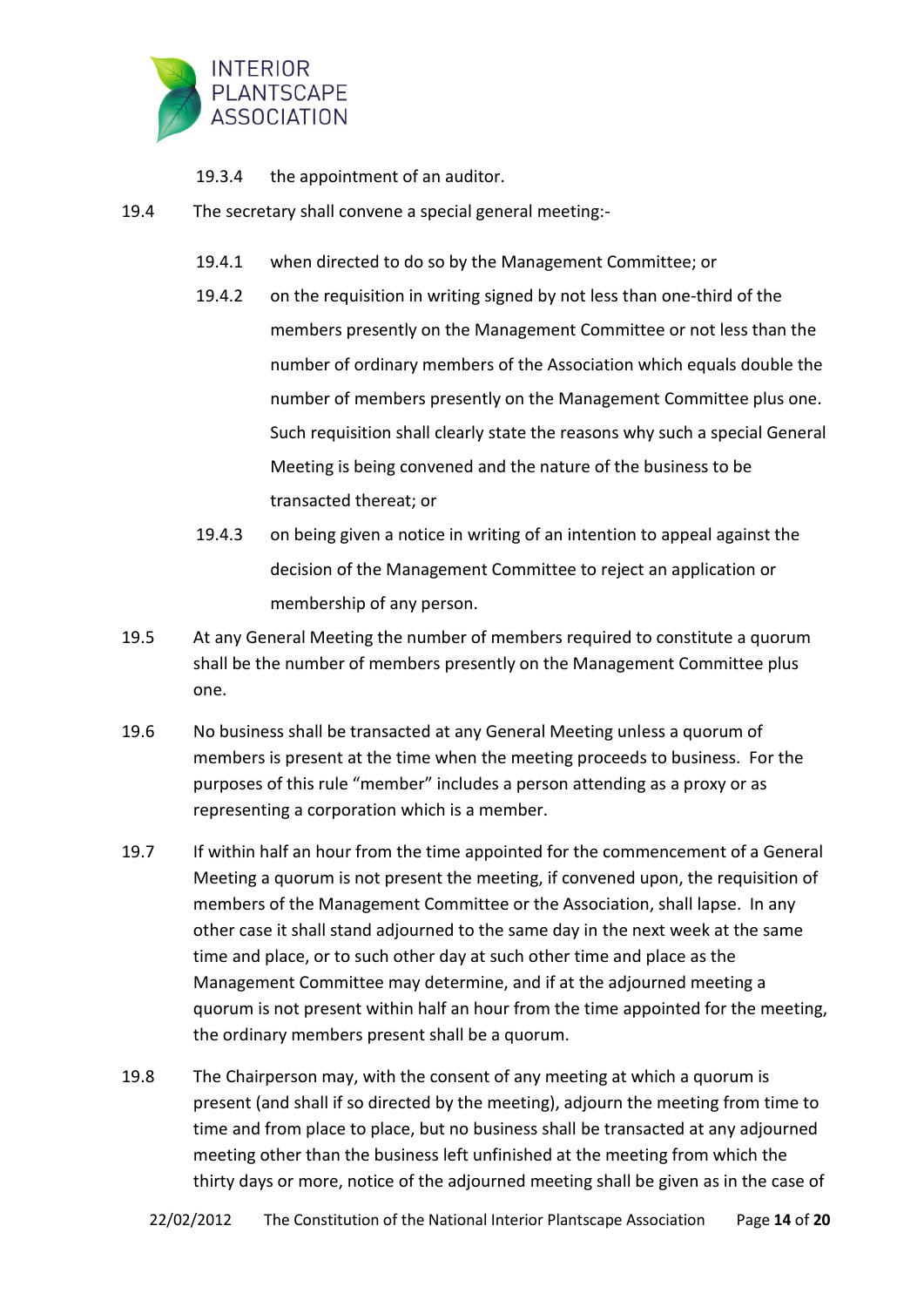19.3.4 the appointment of an auditor.

19.4 The secretary shall convene a special general meeting:-

19.4.1 when directed to do so by the Management Committee; or

19.4.2 on the requisition in writing signed by not less than one-third of the members presently on the Management Committee or not less than the number of ordinary members of the Association which equals double the number of members presently on the Management Committee plus one. Such requisition shall clearly state the reasons why such a special General Meeting is being convened and the nature of the business to be transacted thereat; or

19.4.3 on being given a notice in writing of an intention to appeal against the decision of the Management Committee to reject an application or membership of any person.

19.5 At any General Meeting the number of members required to constitute a quorum shall be the number of members presently on the Management Committee plus one.

19.6 No business shall be transacted at any General Meeting unless a quorum of members is present at the time when the meeting proceeds to business. For the purposes of this rule "member" includes a person attending as a proxy or as representing a corporation which is a member.

19.7 If within half an hour from the time appointed for the commencement of a General Meeting a quorum is not present the meeting, if convened upon, the requisition of members of the Management Committee or the Association, shall lapse. In any other case it shall stand adjourned to the same day in the next week at the same time and place, or to such other day at such other time and place as the Management Committee may determine, and if at the adjourned meeting a quorum is not present within half an hour from the time appointed for the meeting, the ordinary members present shall be a quorum.

19.8 The Chairperson may, with the consent of any meeting at which a quorum is present (and shall if so directed by the meeting), adjourn the meeting from time to time and from place to place, but no business shall be transacted at any adjourned meeting other than the business left unfinished at the meeting from which the thirty days or more, notice of the adjourned meeting shall be given as in the case of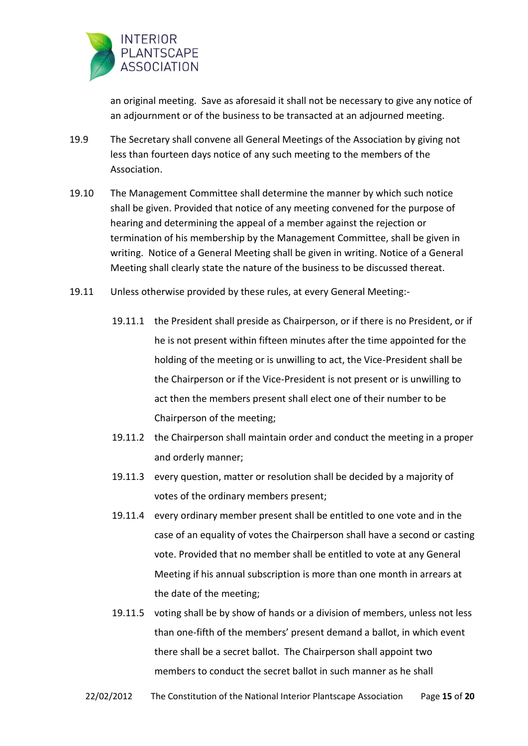an original meeting. Save as aforesaid it shall not be necessary to give any notice of an adjournment or of the business to be transacted at an adjourned meeting.

19.9 The Secretary shall convene all General Meetings of the Association by giving not less than fourteen days notice of any such meeting to the members of the Association.

19.10 The Management Committee shall determine the manner by which such notice shall be given. Provided that notice of any meeting convened for the purpose of hearing and determining the appeal of a member against the rejection or termination of his membership by the Management Committee, shall be given in writing. Notice of a General Meeting shall be given in writing. Notice of a General Meeting shall clearly state the nature of the business to be discussed thereat.

19.11 Unless otherwise provided by these rules, at every General Meeting:-

19.11.1 the President shall preside as Chairperson, or if there is no President, or if he is not present within fifteen minutes after the time appointed for the holding of the meeting or is unwilling to act, the Vice-President shall be the Chairperson or if the Vice-President is not present or is unwilling to act then the members present shall elect one of their number to be Chairperson of the meeting;

19.11.2 the Chairperson shall maintain order and conduct the meeting in a proper and orderly manner;

19.11.3 every question, matter or resolution shall be decided by a majority of votes of the ordinary members present;

19.11.4 every ordinary member present shall be entitled to one vote and in the case of an equality of votes the Chairperson shall have a second or casting vote. Provided that no member shall be entitled to vote at any General Meeting if his annual subscription is more than one month in arrears at the date of the meeting;

19.11.5 voting shall be by show of hands or a division of members, unless not less than one-fifth of the members' present demand a ballot, in which event there shall be a secret ballot. The Chairperson shall appoint two members to conduct the secret ballot in such manner as he shall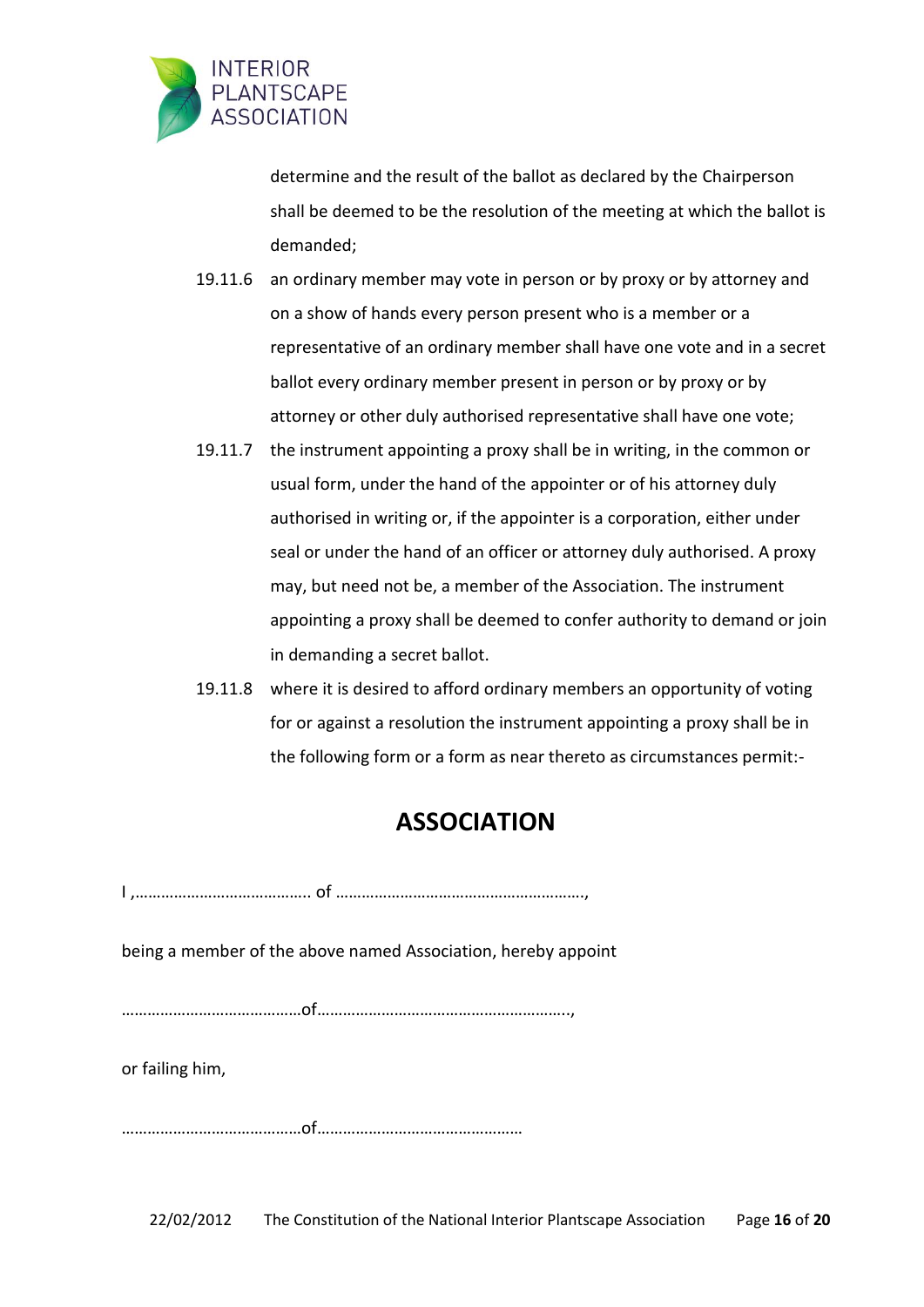determine and the result of the ballot as declared by the Chairperson shall be deemed to be the resolution of the meeting at which the ballot is demanded;

19.11.6 an ordinary member may vote in person or by proxy or by attorney and on a show of hands every person present who is a member or a representative of an ordinary member shall have one vote and in a secret ballot every ordinary member present in person or by proxy or by attorney or other duly authorised representative shall have one vote;

19.11.7 the instrument appointing a proxy shall be in writing, in the common or usual form, under the hand of the appointer or of his attorney duly authorised in writing or, if the appointer is a corporation, either under seal or under the hand of an officer or attorney duly authorised. A proxy may, but need not be, a member of the Association. The instrument appointing a proxy shall be deemed to confer authority to demand or join in demanding a secret ballot.

19.11.8 where it is desired to afford ordinary members an opportunity of voting for or against a resolution the instrument appointing a proxy shall be in the following form or a form as near thereto as circumstances permit:-

## ASSOCIATION

I ,………………………………… of ………………………………………………….,

being a member of the above named Association, hereby appoint

…………………………………of…………………………………………………..,

or failing him,

…………………………………of………………………………………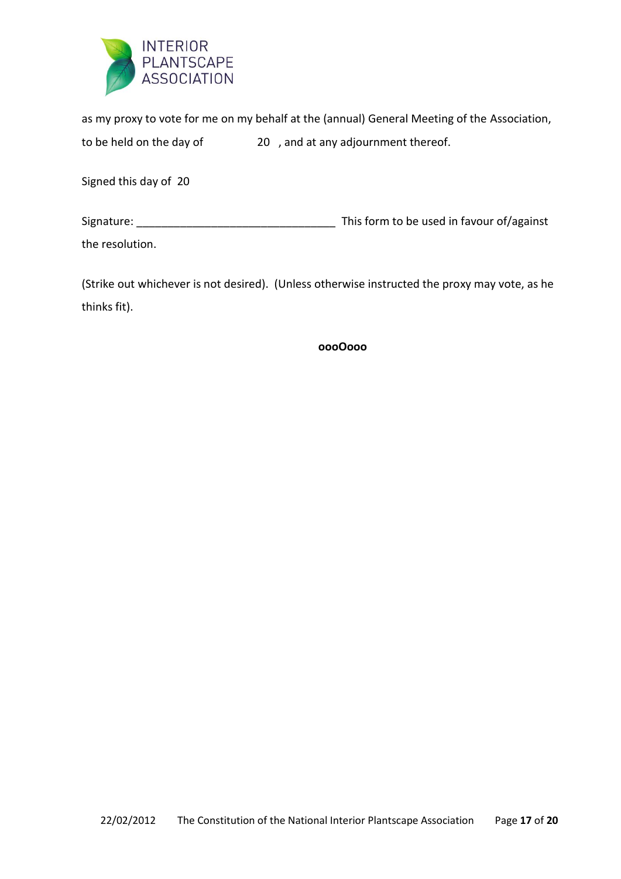as my proxy to vote for me on my behalf at the (annual) General Meeting of the Association, to be held on the day of 20 , and at any adjournment thereof.

Signed this day of 20

Signature: ________________________________ This form to be used in favour of/against the resolution.

(Strike out whichever is not desired). (Unless otherwise instructed the proxy may vote, as he thinks fit).

**oooOooo**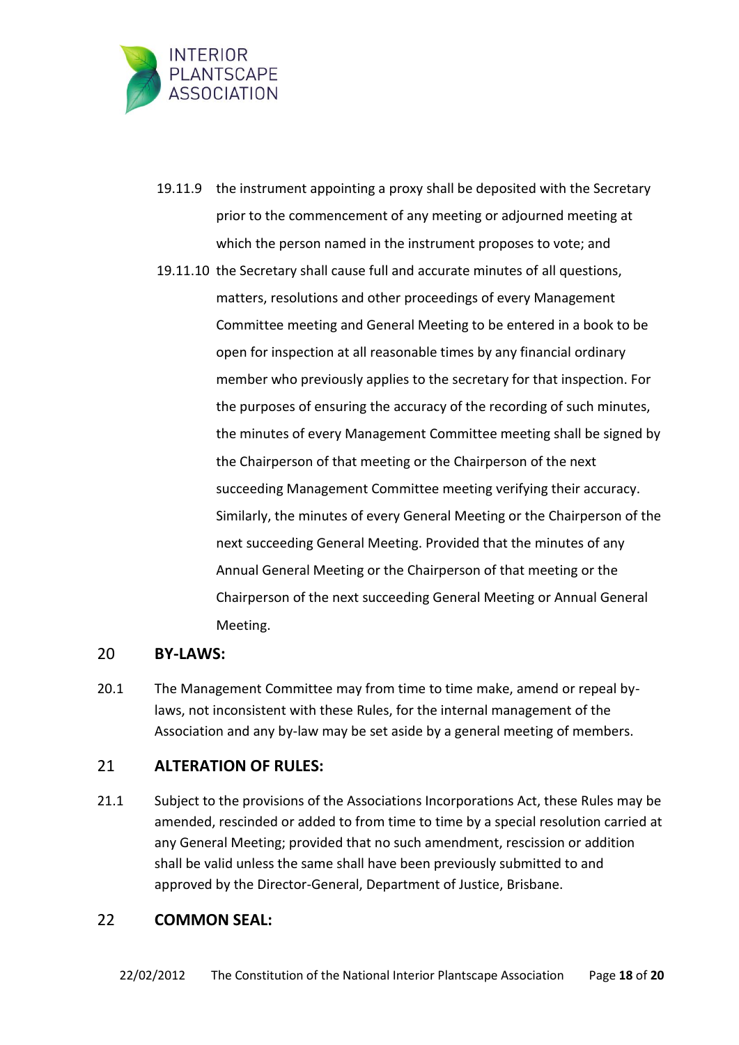19.11.9 the instrument appointing a proxy shall be deposited with the Secretary prior to the commencement of any meeting or adjourned meeting at which the person named in the instrument proposes to vote; and

19.11.10 the Secretary shall cause full and accurate minutes of all questions, matters, resolutions and other proceedings of every Management Committee meeting and General Meeting to be entered in a book to be open for inspection at all reasonable times by any financial ordinary member who previously applies to the secretary for that inspection. For the purposes of ensuring the accuracy of the recording of such minutes, the minutes of every Management Committee meeting shall be signed by the Chairperson of that meeting or the Chairperson of the next succeeding Management Committee meeting verifying their accuracy. Similarly, the minutes of every General Meeting or the Chairperson of the next succeeding General Meeting. Provided that the minutes of any Annual General Meeting or the Chairperson of that meeting or the Chairperson of the next succeeding General Meeting or Annual General Meeting.

## 20 BY-LAWS:

20.1 The Management Committee may from time to time make, amend or repeal by-laws, not inconsistent with these Rules, for the internal management of the Association and any by-law may be set aside by a general meeting of members.

## 21 ALTERATION OF RULES:

21.1 Subject to the provisions of the Associations Incorporations Act, these Rules may be amended, rescinded or added to from time to time by a special resolution carried at any General Meeting; provided that no such amendment, rescission or addition shall be valid unless the same shall have been previously submitted to and approved by the Director-General, Department of Justice, Brisbane.

## 22 COMMON SEAL: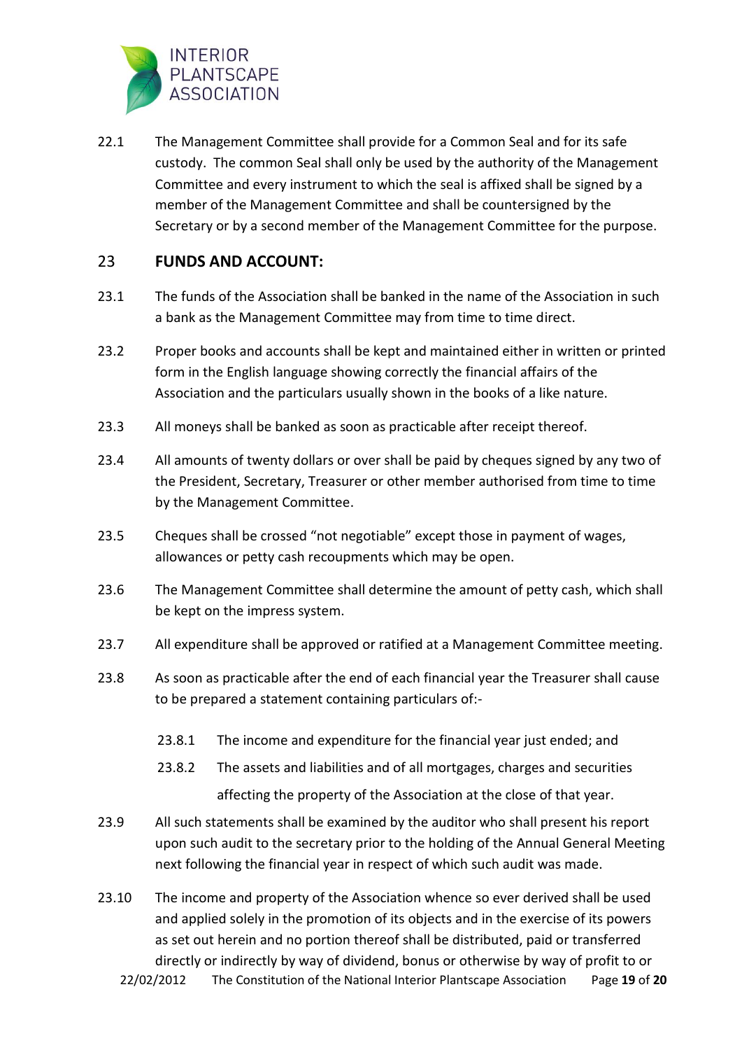22.1 The Management Committee shall provide for a Common Seal and for its safe custody. The common Seal shall only be used by the authority of the Management Committee and every instrument to which the seal is affixed shall be signed by a member of the Management Committee and shall be countersigned by the Secretary or by a second member of the Management Committee for the purpose.

## 23 FUNDS AND ACCOUNT:

23.1 The funds of the Association shall be banked in the name of the Association in such a bank as the Management Committee may from time to time direct.

23.2 Proper books and accounts shall be kept and maintained either in written or printed form in the English language showing correctly the financial affairs of the Association and the particulars usually shown in the books of a like nature.

23.3 All moneys shall be banked as soon as practicable after receipt thereof.

23.4 All amounts of twenty dollars or over shall be paid by cheques signed by any two of the President, Secretary, Treasurer or other member authorised from time to time by the Management Committee.

23.5 Cheques shall be crossed "not negotiable" except those in payment of wages, allowances or petty cash recoupments which may be open.

23.6 The Management Committee shall determine the amount of petty cash, which shall be kept on the impress system.

23.7 All expenditure shall be approved or ratified at a Management Committee meeting.

23.8 As soon as practicable after the end of each financial year the Treasurer shall cause to be prepared a statement containing particulars of:-

23.8.1 The income and expenditure for the financial year just ended; and

23.8.2 The assets and liabilities and of all mortgages, charges and securities affecting the property of the Association at the close of that year.

23.9 All such statements shall be examined by the auditor who shall present his report upon such audit to the secretary prior to the holding of the Annual General Meeting next following the financial year in respect of which such audit was made.

23.10 The income and property of the Association whence so ever derived shall be used and applied solely in the promotion of its objects and in the exercise of its powers as set out herein and no portion thereof shall be distributed, paid or transferred directly or indirectly by way of dividend, bonus or otherwise by way of profit to or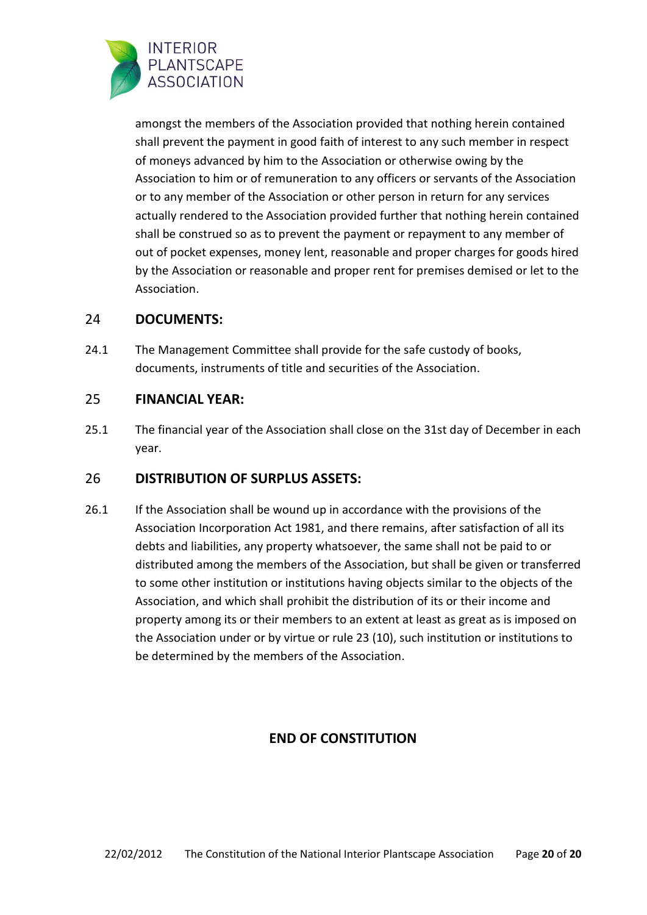amongst the members of the Association provided that nothing herein contained shall prevent the payment in good faith of interest to any such member in respect of moneys advanced by him to the Association or otherwise owing by the Association to him or of remuneration to any officers or servants of the Association or to any member of the Association or other person in return for any services actually rendered to the Association provided further that nothing herein contained shall be construed so as to prevent the payment or repayment to any member of out of pocket expenses, money lent, reasonable and proper charges for goods hired by the Association or reasonable and proper rent for premises demised or let to the Association.

## 24 DOCUMENTS:

24.1 The Management Committee shall provide for the safe custody of books, documents, instruments of title and securities of the Association.

## 25 FINANCIAL YEAR:

25.1 The financial year of the Association shall close on the 31st day of December in each year.

## 26 DISTRIBUTION OF SURPLUS ASSETS:

26.1 If the Association shall be wound up in accordance with the provisions of the Association Incorporation Act 1981, and there remains, after satisfaction of all its debts and liabilities, any property whatsoever, the same shall not be paid to or distributed among the members of the Association, but shall be given or transferred to some other institution or institutions having objects similar to the objects of the Association, and which shall prohibit the distribution of its or their income and property among its or their members to an extent at least as great as is imposed on the Association under or by virtue or rule 23 (10), such institution or institutions to be determined by the members of the Association.

**END OF CONSTITUTION**